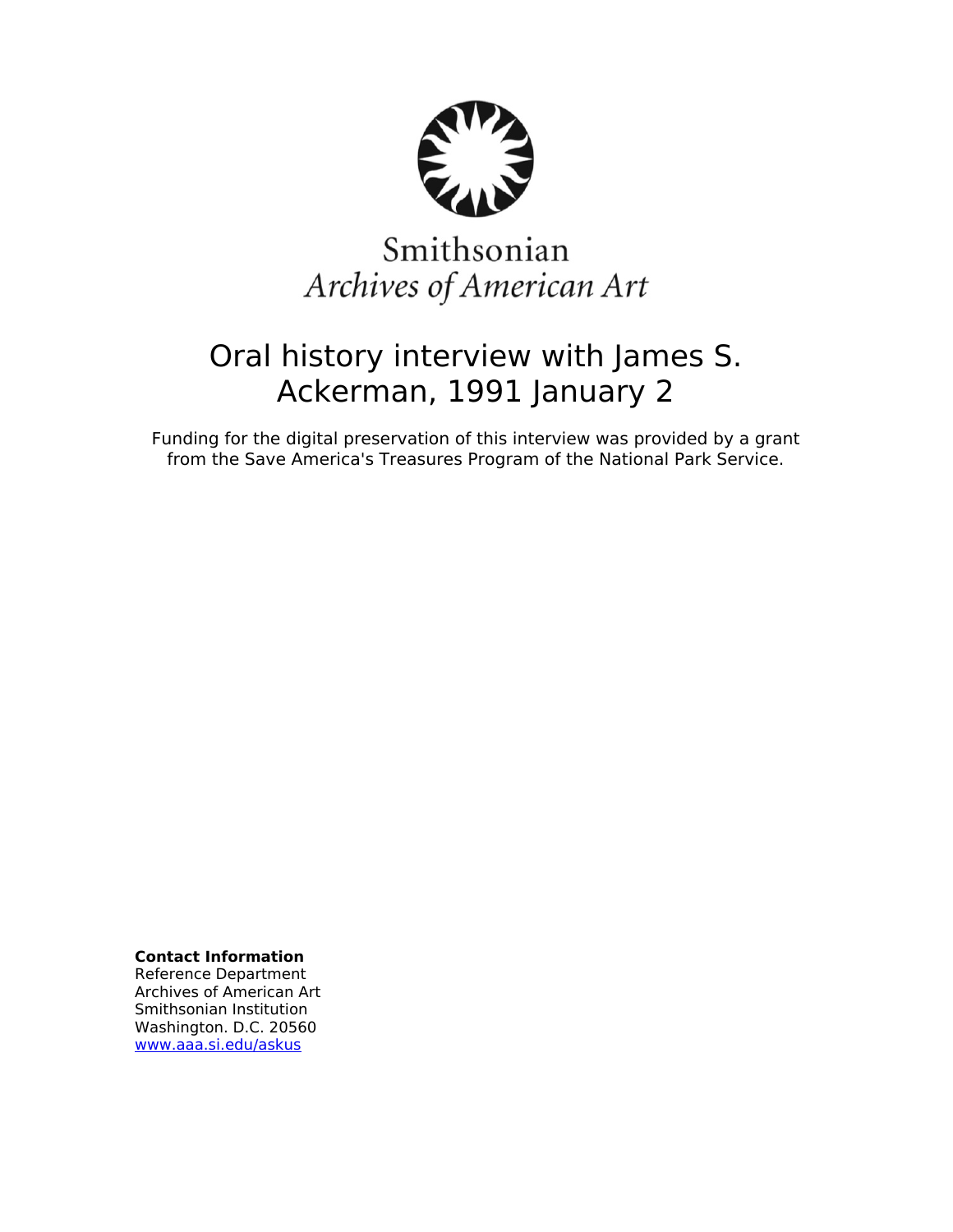Smithsonian
*Archives of American Art*

# Oral history interview with James S. Ackerman, 1991 January 2

Funding for the digital preservation of this interview was provided by a grant from the Save America's Treasures Program of the National Park Service.

**Contact Information**
Reference Department
Archives of American Art
Smithsonian Institution
Washington. D.C. 20560
www.aaa.si.edu/askus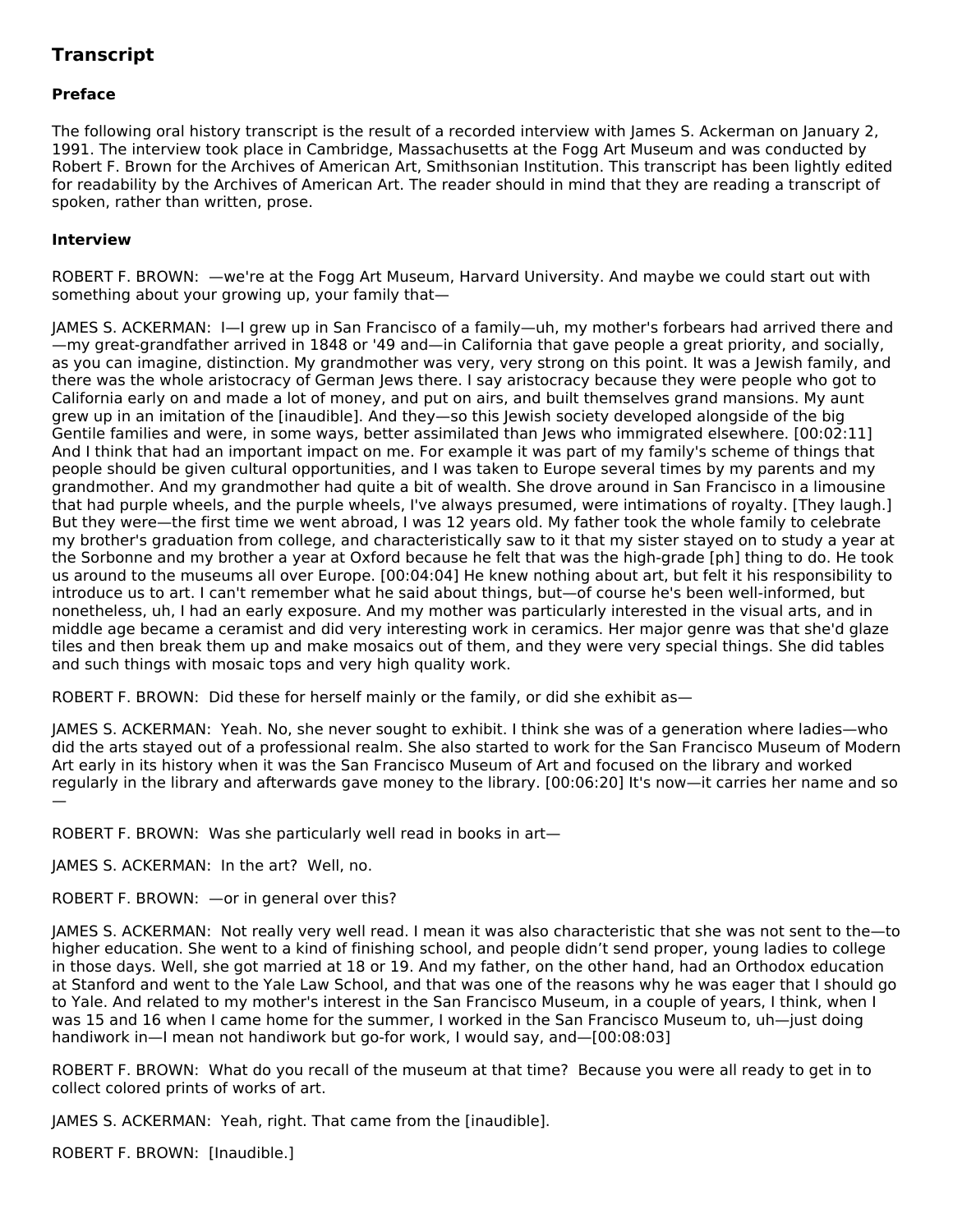## Transcript

### Preface

The following oral history transcript is the result of a recorded interview with James S. Ackerman on January 2, 1991. The interview took place in Cambridge, Massachusetts at the Fogg Art Museum and was conducted by Robert F. Brown for the Archives of American Art, Smithsonian Institution. This transcript has been lightly edited for readability by the Archives of American Art. The reader should in mind that they are reading a transcript of spoken, rather than written, prose.

### Interview

ROBERT F. BROWN: —we're at the Fogg Art Museum, Harvard University. And maybe we could start out with something about your growing up, your family that—

JAMES S. ACKERMAN: I—I grew up in San Francisco of a family—uh, my mother's forbears had arrived there and—my great-grandfather arrived in 1848 or '49 and—in California that gave people a great priority, and socially, as you can imagine, distinction. My grandmother was very, very strong on this point. It was a Jewish family, and there was the whole aristocracy of German Jews there. I say aristocracy because they were people who got to California early on and made a lot of money, and put on airs, and built themselves grand mansions. My aunt grew up in an imitation of the [inaudible]. And they—so this Jewish society developed alongside of the big Gentile families and were, in some ways, better assimilated than Jews who immigrated elsewhere. [00:02:11] And I think that had an important impact on me. For example it was part of my family's scheme of things that people should be given cultural opportunities, and I was taken to Europe several times by my parents and my grandmother. And my grandmother had quite a bit of wealth. She drove around in San Francisco in a limousine that had purple wheels, and the purple wheels, I've always presumed, were intimations of royalty. [They laugh.] But they were—the first time we went abroad, I was 12 years old. My father took the whole family to celebrate my brother's graduation from college, and characteristically saw to it that my sister stayed on to study a year at the Sorbonne and my brother a year at Oxford because he felt that was the high-grade [ph] thing to do. He took us around to the museums all over Europe. [00:04:04] He knew nothing about art, but felt it his responsibility to introduce us to art. I can't remember what he said about things, but—of course he's been well-informed, but nonetheless, uh, I had an early exposure. And my mother was particularly interested in the visual arts, and in middle age became a ceramist and did very interesting work in ceramics. Her major genre was that she'd glaze tiles and then break them up and make mosaics out of them, and they were very special things. She did tables and such things with mosaic tops and very high quality work.

ROBERT F. BROWN: Did these for herself mainly or the family, or did she exhibit as—

JAMES S. ACKERMAN: Yeah. No, she never sought to exhibit. I think she was of a generation where ladies—who did the arts stayed out of a professional realm. She also started to work for the San Francisco Museum of Modern Art early in its history when it was the San Francisco Museum of Art and focused on the library and worked regularly in the library and afterwards gave money to the library. [00:06:20] It's now—it carries her name and so—

ROBERT F. BROWN: Was she particularly well read in books in art—

JAMES S. ACKERMAN: In the art? Well, no.

ROBERT F. BROWN: —or in general over this?

JAMES S. ACKERMAN: Not really very well read. I mean it was also characteristic that she was not sent to the—to higher education. She went to a kind of finishing school, and people didn't send proper, young ladies to college in those days. Well, she got married at 18 or 19. And my father, on the other hand, had an Orthodox education at Stanford and went to the Yale Law School, and that was one of the reasons why he was eager that I should go to Yale. And related to my mother's interest in the San Francisco Museum, in a couple of years, I think, when I was 15 and 16 when I came home for the summer, I worked in the San Francisco Museum to, uh—just doing handiwork in—I mean not handiwork but go-for work, I would say, and—[00:08:03]

ROBERT F. BROWN: What do you recall of the museum at that time? Because you were all ready to get in to collect colored prints of works of art.

JAMES S. ACKERMAN: Yeah, right. That came from the [inaudible].

ROBERT F. BROWN: [Inaudible.]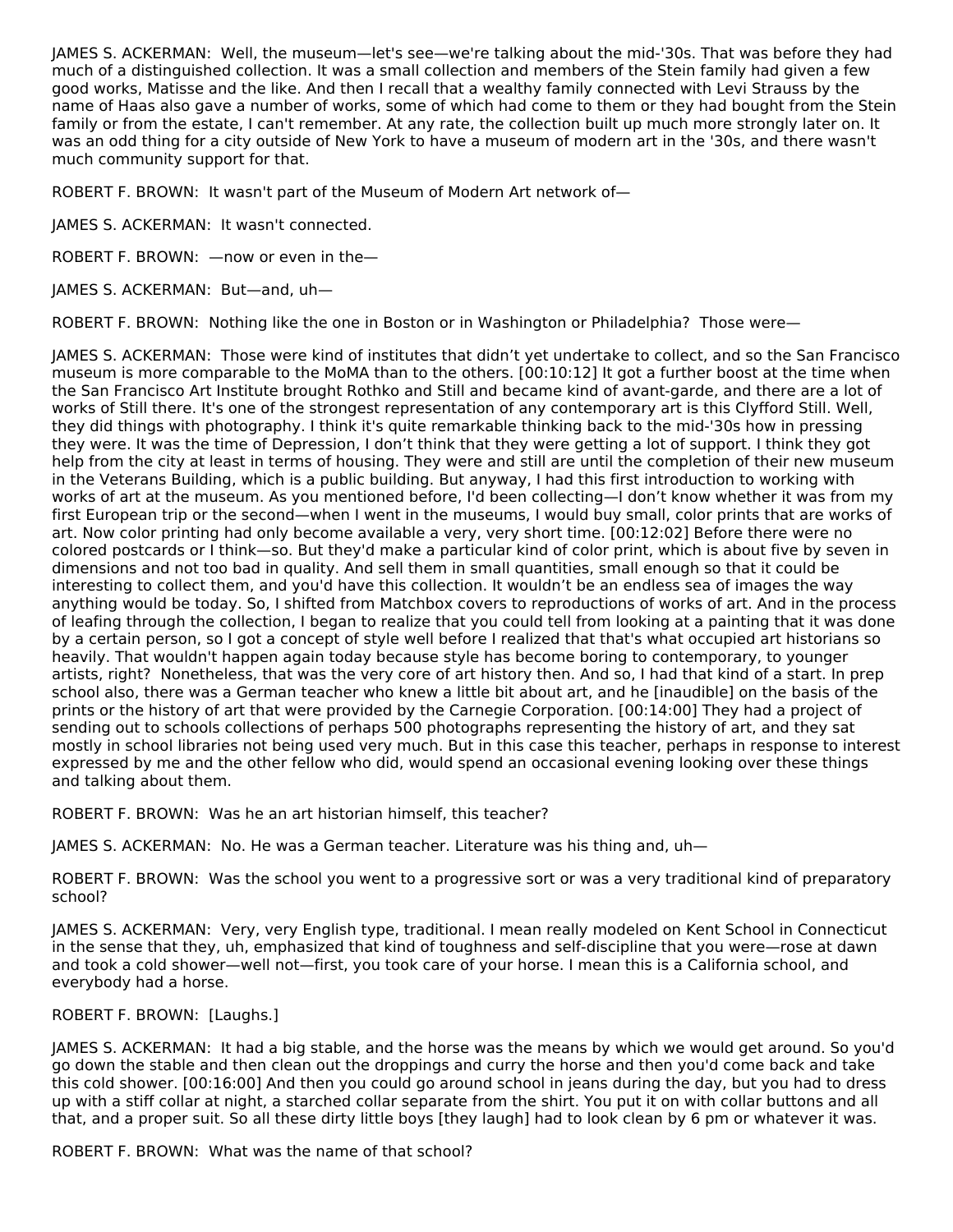JAMES S. ACKERMAN: Well, the museum—let's see—we're talking about the mid-'30s. That was before they had much of a distinguished collection. It was a small collection and members of the Stein family had given a few good works, Matisse and the like. And then I recall that a wealthy family connected with Levi Strauss by the name of Haas also gave a number of works, some of which had come to them or they had bought from the Stein family or from the estate, I can't remember. At any rate, the collection built up much more strongly later on. It was an odd thing for a city outside of New York to have a museum of modern art in the '30s, and there wasn't much community support for that.

ROBERT F. BROWN: It wasn't part of the Museum of Modern Art network of—

JAMES S. ACKERMAN: It wasn't connected.

ROBERT F. BROWN: —now or even in the—

JAMES S. ACKERMAN: But—and, uh—

ROBERT F. BROWN: Nothing like the one in Boston or in Washington or Philadelphia? Those were—

JAMES S. ACKERMAN: Those were kind of institutes that didn't yet undertake to collect, and so the San Francisco museum is more comparable to the MoMA than to the others. [00:10:12] It got a further boost at the time when the San Francisco Art Institute brought Rothko and Still and became kind of avant-garde, and there are a lot of works of Still there. It's one of the strongest representation of any contemporary art is this Clyfford Still. Well, they did things with photography. I think it's quite remarkable thinking back to the mid-'30s how in pressing they were. It was the time of Depression, I don't think that they were getting a lot of support. I think they got help from the city at least in terms of housing. They were and still are until the completion of their new museum in the Veterans Building, which is a public building. But anyway, I had this first introduction to working with works of art at the museum. As you mentioned before, I'd been collecting—I don't know whether it was from my first European trip or the second—when I went in the museums, I would buy small, color prints that are works of art. Now color printing had only become available a very, very short time. [00:12:02] Before there were no colored postcards or I think—so. But they'd make a particular kind of color print, which is about five by seven in dimensions and not too bad in quality. And sell them in small quantities, small enough so that it could be interesting to collect them, and you'd have this collection. It wouldn't be an endless sea of images the way anything would be today. So, I shifted from Matchbox covers to reproductions of works of art. And in the process of leafing through the collection, I began to realize that you could tell from looking at a painting that it was done by a certain person, so I got a concept of style well before I realized that that's what occupied art historians so heavily. That wouldn't happen again today because style has become boring to contemporary, to younger artists, right? Nonetheless, that was the very core of art history then. And so, I had that kind of a start. In prep school also, there was a German teacher who knew a little bit about art, and he [inaudible] on the basis of the prints or the history of art that were provided by the Carnegie Corporation. [00:14:00] They had a project of sending out to schools collections of perhaps 500 photographs representing the history of art, and they sat mostly in school libraries not being used very much. But in this case this teacher, perhaps in response to interest expressed by me and the other fellow who did, would spend an occasional evening looking over these things and talking about them.

ROBERT F. BROWN: Was he an art historian himself, this teacher?

JAMES S. ACKERMAN: No. He was a German teacher. Literature was his thing and, uh—

ROBERT F. BROWN: Was the school you went to a progressive sort or was a very traditional kind of preparatory school?

JAMES S. ACKERMAN: Very, very English type, traditional. I mean really modeled on Kent School in Connecticut in the sense that they, uh, emphasized that kind of toughness and self-discipline that you were—rose at dawn and took a cold shower—well not—first, you took care of your horse. I mean this is a California school, and everybody had a horse.

ROBERT F. BROWN: [Laughs.]

JAMES S. ACKERMAN: It had a big stable, and the horse was the means by which we would get around. So you'd go down the stable and then clean out the droppings and curry the horse and then you'd come back and take this cold shower. [00:16:00] And then you could go around school in jeans during the day, but you had to dress up with a stiff collar at night, a starched collar separate from the shirt. You put it on with collar buttons and all that, and a proper suit. So all these dirty little boys [they laugh] had to look clean by 6 pm or whatever it was.

ROBERT F. BROWN: What was the name of that school?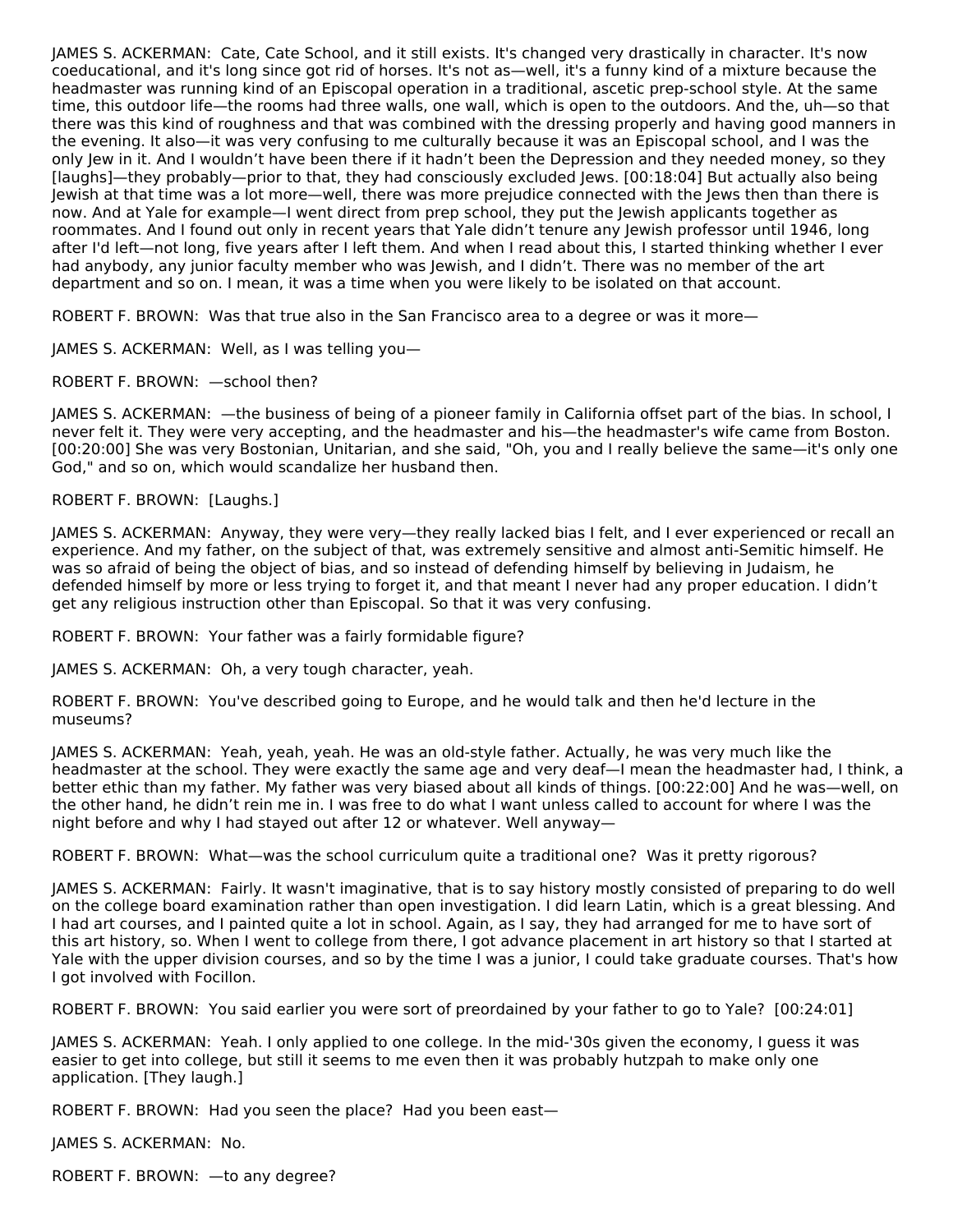JAMES S. ACKERMAN: Cate, Cate School, and it still exists. It's changed very drastically in character. It's now coeducational, and it's long since got rid of horses. It's not as—well, it's a funny kind of a mixture because the headmaster was running kind of an Episcopal operation in a traditional, ascetic prep-school style. At the same time, this outdoor life—the rooms had three walls, one wall, which is open to the outdoors. And the, uh—so that there was this kind of roughness and that was combined with the dressing properly and having good manners in the evening. It also—it was very confusing to me culturally because it was an Episcopal school, and I was the only Jew in it. And I wouldn't have been there if it hadn't been the Depression and they needed money, so they [laughs]—they probably—prior to that, they had consciously excluded Jews. [00:18:04] But actually also being Jewish at that time was a lot more—well, there was more prejudice connected with the Jews then than there is now. And at Yale for example—I went direct from prep school, they put the Jewish applicants together as roommates. And I found out only in recent years that Yale didn't tenure any Jewish professor until 1946, long after I'd left—not long, five years after I left them. And when I read about this, I started thinking whether I ever had anybody, any junior faculty member who was Jewish, and I didn't. There was no member of the art department and so on. I mean, it was a time when you were likely to be isolated on that account.

ROBERT F. BROWN: Was that true also in the San Francisco area to a degree or was it more—

JAMES S. ACKERMAN: Well, as I was telling you—

ROBERT F. BROWN: —school then?

JAMES S. ACKERMAN: —the business of being of a pioneer family in California offset part of the bias. In school, I never felt it. They were very accepting, and the headmaster and his—the headmaster's wife came from Boston. [00:20:00] She was very Bostonian, Unitarian, and she said, "Oh, you and I really believe the same—it's only one God," and so on, which would scandalize her husband then.

ROBERT F. BROWN: [Laughs.]

JAMES S. ACKERMAN: Anyway, they were very—they really lacked bias I felt, and I ever experienced or recall an experience. And my father, on the subject of that, was extremely sensitive and almost anti-Semitic himself. He was so afraid of being the object of bias, and so instead of defending himself by believing in Judaism, he defended himself by more or less trying to forget it, and that meant I never had any proper education. I didn't get any religious instruction other than Episcopal. So that it was very confusing.

ROBERT F. BROWN: Your father was a fairly formidable figure?

JAMES S. ACKERMAN: Oh, a very tough character, yeah.

ROBERT F. BROWN: You've described going to Europe, and he would talk and then he'd lecture in the museums?

JAMES S. ACKERMAN: Yeah, yeah, yeah. He was an old-style father. Actually, he was very much like the headmaster at the school. They were exactly the same age and very deaf—I mean the headmaster had, I think, a better ethic than my father. My father was very biased about all kinds of things. [00:22:00] And he was—well, on the other hand, he didn't rein me in. I was free to do what I want unless called to account for where I was the night before and why I had stayed out after 12 or whatever. Well anyway—

ROBERT F. BROWN: What—was the school curriculum quite a traditional one? Was it pretty rigorous?

JAMES S. ACKERMAN: Fairly. It wasn't imaginative, that is to say history mostly consisted of preparing to do well on the college board examination rather than open investigation. I did learn Latin, which is a great blessing. And I had art courses, and I painted quite a lot in school. Again, as I say, they had arranged for me to have sort of this art history, so. When I went to college from there, I got advance placement in art history so that I started at Yale with the upper division courses, and so by the time I was a junior, I could take graduate courses. That's how I got involved with Focillon.

ROBERT F. BROWN: You said earlier you were sort of preordained by your father to go to Yale? [00:24:01]

JAMES S. ACKERMAN: Yeah. I only applied to one college. In the mid-'30s given the economy, I guess it was easier to get into college, but still it seems to me even then it was probably hutzpah to make only one application. [They laugh.]

ROBERT F. BROWN: Had you seen the place? Had you been east—

JAMES S. ACKERMAN: No.

ROBERT F. BROWN: —to any degree?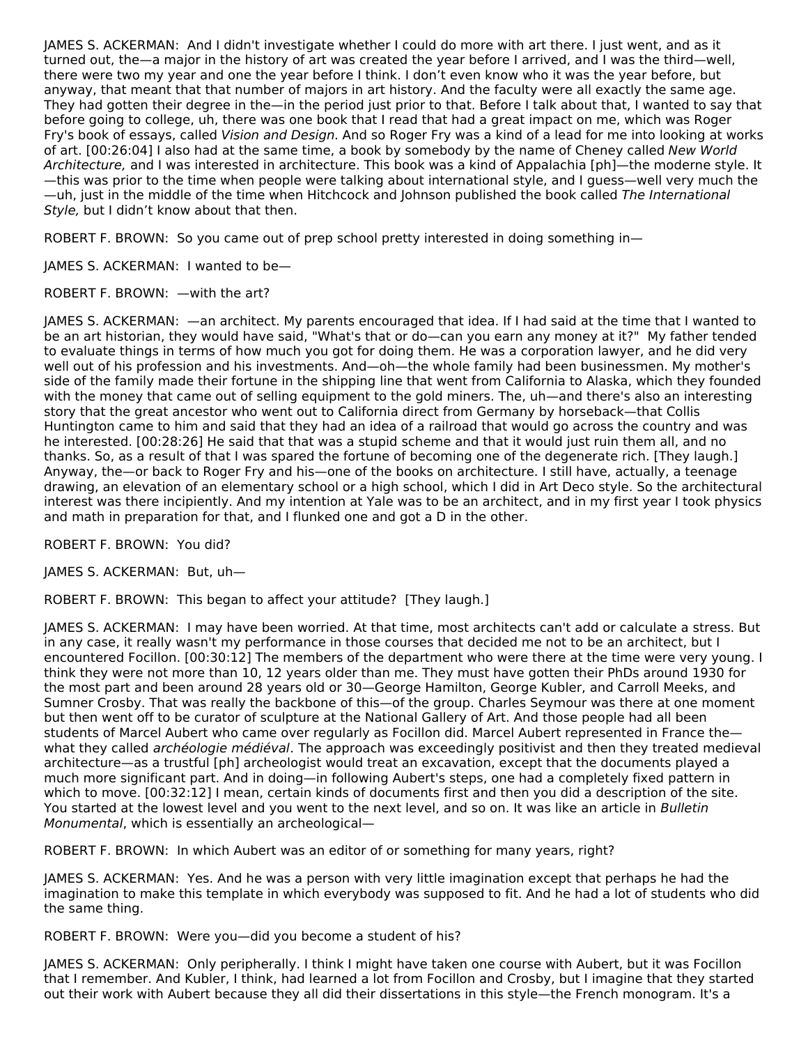JAMES S. ACKERMAN: And I didn't investigate whether I could do more with art there. I just went, and as it turned out, the—a major in the history of art was created the year before I arrived, and I was the third—well, there were two my year and one the year before I think. I don't even know who it was the year before, but anyway, that meant that that number of majors in art history. And the faculty were all exactly the same age. They had gotten their degree in the—in the period just prior to that. Before I talk about that, I wanted to say that before going to college, uh, there was one book that I read that had a great impact on me, which was Roger Fry's book of essays, called *Vision and Design*. And so Roger Fry was a kind of a lead for me into looking at works of art. [00:26:04] I also had at the same time, a book by somebody by the name of Cheney called *New World Architecture,* and I was interested in architecture. This book was a kind of Appalachia [ph]—the moderne style. It—this was prior to the time when people were talking about international style, and I guess—well very much the—uh, just in the middle of the time when Hitchcock and Johnson published the book called *The International Style,* but I didn't know about that then.

ROBERT F. BROWN: So you came out of prep school pretty interested in doing something in—

JAMES S. ACKERMAN: I wanted to be—

ROBERT F. BROWN: —with the art?

JAMES S. ACKERMAN: —an architect. My parents encouraged that idea. If I had said at the time that I wanted to be an art historian, they would have said, "What's that or do—can you earn any money at it?" My father tended to evaluate things in terms of how much you got for doing them. He was a corporation lawyer, and he did very well out of his profession and his investments. And—oh—the whole family had been businessmen. My mother's side of the family made their fortune in the shipping line that went from California to Alaska, which they founded with the money that came out of selling equipment to the gold miners. The, uh—and there's also an interesting story that the great ancestor who went out to California direct from Germany by horseback—that Collis Huntington came to him and said that they had an idea of a railroad that would go across the country and was he interested. [00:28:26] He said that that was a stupid scheme and that it would just ruin them all, and no thanks. So, as a result of that I was spared the fortune of becoming one of the degenerate rich. [They laugh.] Anyway, the—or back to Roger Fry and his—one of the books on architecture. I still have, actually, a teenage drawing, an elevation of an elementary school or a high school, which I did in Art Deco style. So the architectural interest was there incipiently. And my intention at Yale was to be an architect, and in my first year I took physics and math in preparation for that, and I flunked one and got a D in the other.

ROBERT F. BROWN: You did?

JAMES S. ACKERMAN: But, uh—

ROBERT F. BROWN: This began to affect your attitude? [They laugh.]

JAMES S. ACKERMAN: I may have been worried. At that time, most architects can't add or calculate a stress. But in any case, it really wasn't my performance in those courses that decided me not to be an architect, but I encountered Focillon. [00:30:12] The members of the department who were there at the time were very young. I think they were not more than 10, 12 years older than me. They must have gotten their PhDs around 1930 for the most part and been around 28 years old or 30—George Hamilton, George Kubler, and Carroll Meeks, and Sumner Crosby. That was really the backbone of this—of the group. Charles Seymour was there at one moment but then went off to be curator of sculpture at the National Gallery of Art. And those people had all been students of Marcel Aubert who came over regularly as Focillon did. Marcel Aubert represented in France the—what they called *archéologie médiéval*. The approach was exceedingly positivist and then they treated medieval architecture—as a trustful [ph] archeologist would treat an excavation, except that the documents played a much more significant part. And in doing—in following Aubert's steps, one had a completely fixed pattern in which to move. [00:32:12] I mean, certain kinds of documents first and then you did a description of the site. You started at the lowest level and you went to the next level, and so on. It was like an article in *Bulletin Monumental*, which is essentially an archeological—

ROBERT F. BROWN: In which Aubert was an editor of or something for many years, right?

JAMES S. ACKERMAN: Yes. And he was a person with very little imagination except that perhaps he had the imagination to make this template in which everybody was supposed to fit. And he had a lot of students who did the same thing.

ROBERT F. BROWN: Were you—did you become a student of his?

JAMES S. ACKERMAN: Only peripherally. I think I might have taken one course with Aubert, but it was Focillon that I remember. And Kubler, I think, had learned a lot from Focillon and Crosby, but I imagine that they started out their work with Aubert because they all did their dissertations in this style—the French monogram. It's a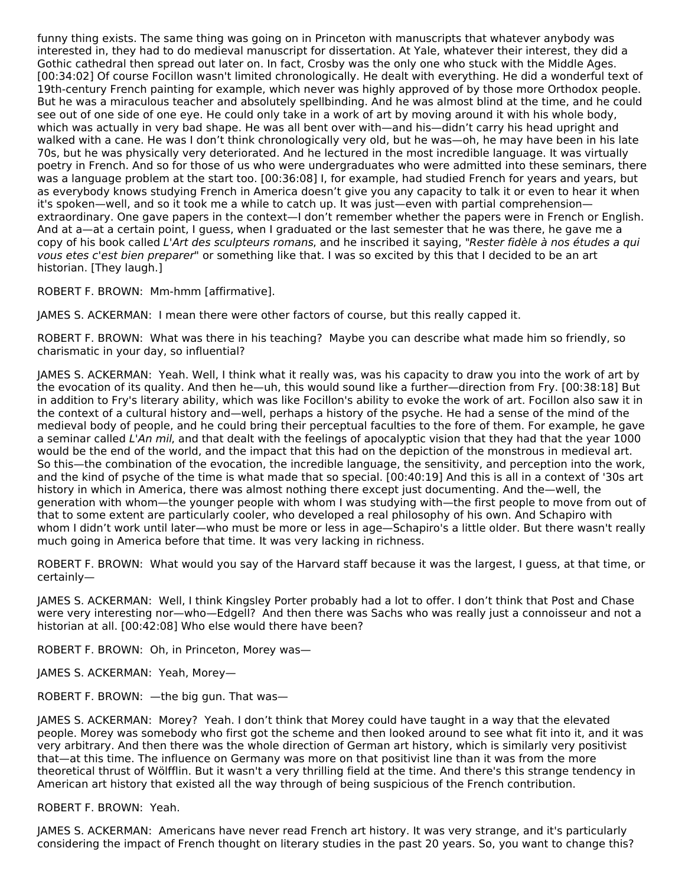funny thing exists. The same thing was going on in Princeton with manuscripts that whatever anybody was interested in, they had to do medieval manuscript for dissertation. At Yale, whatever their interest, they did a Gothic cathedral then spread out later on. In fact, Crosby was the only one who stuck with the Middle Ages. [00:34:02] Of course Focillon wasn't limited chronologically. He dealt with everything. He did a wonderful text of 19th-century French painting for example, which never was highly approved of by those more Orthodox people. But he was a miraculous teacher and absolutely spellbinding. And he was almost blind at the time, and he could see out of one side of one eye. He could only take in a work of art by moving around it with his whole body, which was actually in very bad shape. He was all bent over with—and his—didn't carry his head upright and walked with a cane. He was I don't think chronologically very old, but he was—oh, he may have been in his late 70s, but he was physically very deteriorated. And he lectured in the most incredible language. It was virtually poetry in French. And so for those of us who were undergraduates who were admitted into these seminars, there was a language problem at the start too. [00:36:08] I, for example, had studied French for years and years, but as everybody knows studying French in America doesn't give you any capacity to talk it or even to hear it when it's spoken—well, and so it took me a while to catch up. It was just—even with partial comprehension—extraordinary. One gave papers in the context—I don't remember whether the papers were in French or English. And at a—at a certain point, I guess, when I graduated or the last semester that he was there, he gave me a copy of his book called *L'Art des sculpteurs romans*, and he inscribed it saying, "*Rester fidèle à nos études a qui vous etes c'est bien preparer*" or something like that. I was so excited by this that I decided to be an art historian. [They laugh.]

ROBERT F. BROWN: Mm-hmm [affirmative].

JAMES S. ACKERMAN: I mean there were other factors of course, but this really capped it.

ROBERT F. BROWN: What was there in his teaching? Maybe you can describe what made him so friendly, so charismatic in your day, so influential?

JAMES S. ACKERMAN: Yeah. Well, I think what it really was, was his capacity to draw you into the work of art by the evocation of its quality. And then he—uh, this would sound like a further—direction from Fry. [00:38:18] But in addition to Fry's literary ability, which was like Focillon's ability to evoke the work of art. Focillon also saw it in the context of a cultural history and—well, perhaps a history of the psyche. He had a sense of the mind of the medieval body of people, and he could bring their perceptual faculties to the fore of them. For example, he gave a seminar called *L'An mil*, and that dealt with the feelings of apocalyptic vision that they had that the year 1000 would be the end of the world, and the impact that this had on the depiction of the monstrous in medieval art. So this—the combination of the evocation, the incredible language, the sensitivity, and perception into the work, and the kind of psyche of the time is what made that so special. [00:40:19] And this is all in a context of '30s art history in which in America, there was almost nothing there except just documenting. And the—well, the generation with whom—the younger people with whom I was studying with—the first people to move from out of that to some extent are particularly cooler, who developed a real philosophy of his own. And Schapiro with whom I didn't work until later—who must be more or less in age—Schapiro's a little older. But there wasn't really much going in America before that time. It was very lacking in richness.

ROBERT F. BROWN: What would you say of the Harvard staff because it was the largest, I guess, at that time, or certainly—

JAMES S. ACKERMAN: Well, I think Kingsley Porter probably had a lot to offer. I don't think that Post and Chase were very interesting nor—who—Edgell? And then there was Sachs who was really just a connoisseur and not a historian at all. [00:42:08] Who else would there have been?

ROBERT F. BROWN: Oh, in Princeton, Morey was—

JAMES S. ACKERMAN: Yeah, Morey—

ROBERT F. BROWN: —the big gun. That was—

JAMES S. ACKERMAN: Morey? Yeah. I don't think that Morey could have taught in a way that the elevated people. Morey was somebody who first got the scheme and then looked around to see what fit into it, and it was very arbitrary. And then there was the whole direction of German art history, which is similarly very positivist that—at this time. The influence on Germany was more on that positivist line than it was from the more theoretical thrust of Wölfflin. But it wasn't a very thrilling field at the time. And there's this strange tendency in American art history that existed all the way through of being suspicious of the French contribution.

ROBERT F. BROWN: Yeah.

JAMES S. ACKERMAN: Americans have never read French art history. It was very strange, and it's particularly considering the impact of French thought on literary studies in the past 20 years. So, you want to change this?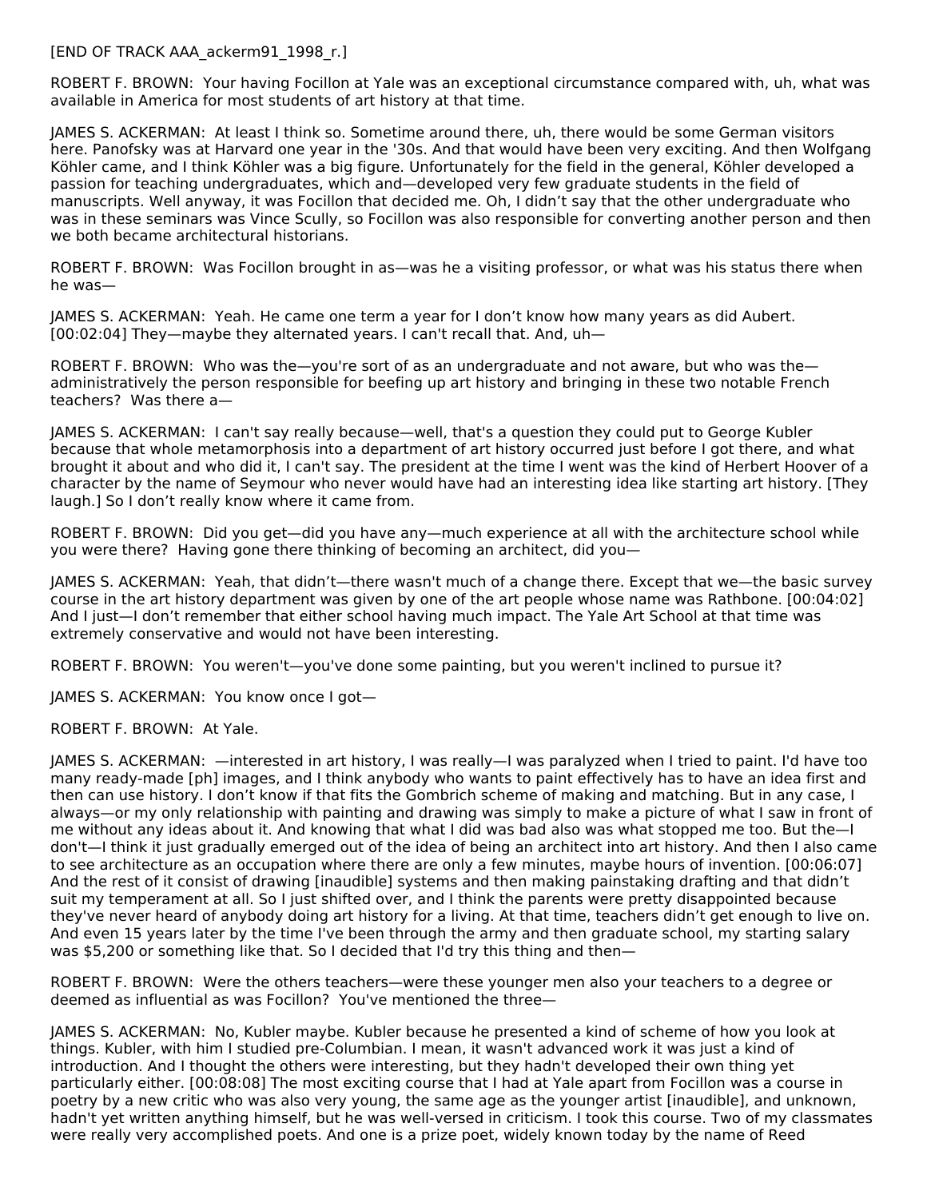[END OF TRACK AAA_ackerm91_1998_r.]

ROBERT F. BROWN: Your having Focillon at Yale was an exceptional circumstance compared with, uh, what was available in America for most students of art history at that time.

JAMES S. ACKERMAN: At least I think so. Sometime around there, uh, there would be some German visitors here. Panofsky was at Harvard one year in the '30s. And that would have been very exciting. And then Wolfgang Köhler came, and I think Köhler was a big figure. Unfortunately for the field in the general, Köhler developed a passion for teaching undergraduates, which and—developed very few graduate students in the field of manuscripts. Well anyway, it was Focillon that decided me. Oh, I didn't say that the other undergraduate who was in these seminars was Vince Scully, so Focillon was also responsible for converting another person and then we both became architectural historians.

ROBERT F. BROWN: Was Focillon brought in as—was he a visiting professor, or what was his status there when he was—

JAMES S. ACKERMAN: Yeah. He came one term a year for I don't know how many years as did Aubert. [00:02:04] They—maybe they alternated years. I can't recall that. And, uh—

ROBERT F. BROWN: Who was the—you're sort of as an undergraduate and not aware, but who was the—administratively the person responsible for beefing up art history and bringing in these two notable French teachers? Was there a—

JAMES S. ACKERMAN: I can't say really because—well, that's a question they could put to George Kubler because that whole metamorphosis into a department of art history occurred just before I got there, and what brought it about and who did it, I can't say. The president at the time I went was the kind of Herbert Hoover of a character by the name of Seymour who never would have had an interesting idea like starting art history. [They laugh.] So I don't really know where it came from.

ROBERT F. BROWN: Did you get—did you have any—much experience at all with the architecture school while you were there? Having gone there thinking of becoming an architect, did you—

JAMES S. ACKERMAN: Yeah, that didn't—there wasn't much of a change there. Except that we—the basic survey course in the art history department was given by one of the art people whose name was Rathbone. [00:04:02] And I just—I don't remember that either school having much impact. The Yale Art School at that time was extremely conservative and would not have been interesting.

ROBERT F. BROWN: You weren't—you've done some painting, but you weren't inclined to pursue it?

JAMES S. ACKERMAN: You know once I got—

ROBERT F. BROWN: At Yale.

JAMES S. ACKERMAN: —interested in art history, I was really—I was paralyzed when I tried to paint. I'd have too many ready-made [ph] images, and I think anybody who wants to paint effectively has to have an idea first and then can use history. I don't know if that fits the Gombrich scheme of making and matching. But in any case, I always—or my only relationship with painting and drawing was simply to make a picture of what I saw in front of me without any ideas about it. And knowing that what I did was bad also was what stopped me too. But the—I don't—I think it just gradually emerged out of the idea of being an architect into art history. And then I also came to see architecture as an occupation where there are only a few minutes, maybe hours of invention. [00:06:07] And the rest of it consist of drawing [inaudible] systems and then making painstaking drafting and that didn't suit my temperament at all. So I just shifted over, and I think the parents were pretty disappointed because they've never heard of anybody doing art history for a living. At that time, teachers didn't get enough to live on. And even 15 years later by the time I've been through the army and then graduate school, my starting salary was $5,200 or something like that. So I decided that I'd try this thing and then—

ROBERT F. BROWN: Were the others teachers—were these younger men also your teachers to a degree or deemed as influential as was Focillon? You've mentioned the three—

JAMES S. ACKERMAN: No, Kubler maybe. Kubler because he presented a kind of scheme of how you look at things. Kubler, with him I studied pre-Columbian. I mean, it wasn't advanced work it was just a kind of introduction. And I thought the others were interesting, but they hadn't developed their own thing yet particularly either. [00:08:08] The most exciting course that I had at Yale apart from Focillon was a course in poetry by a new critic who was also very young, the same age as the younger artist [inaudible], and unknown, hadn't yet written anything himself, but he was well-versed in criticism. I took this course. Two of my classmates were really very accomplished poets. And one is a prize poet, widely known today by the name of Reed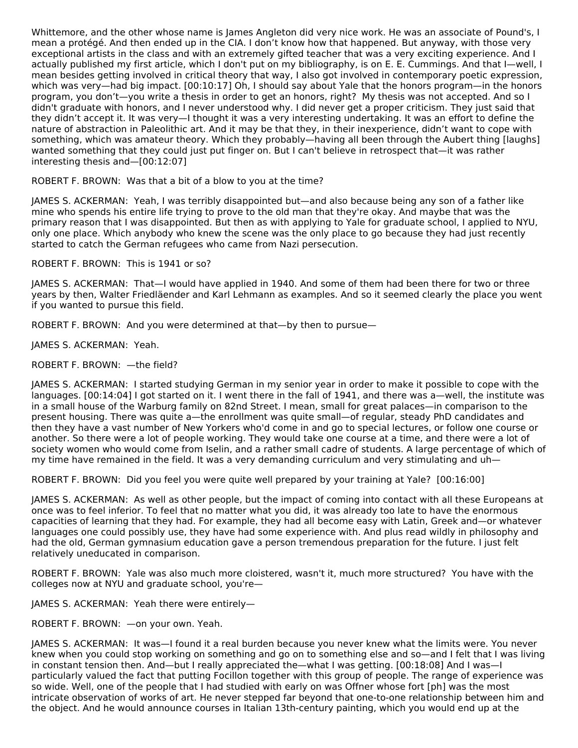Whittemore, and the other whose name is James Angleton did very nice work. He was an associate of Pound's, I mean a protégé. And then ended up in the CIA. I don't know how that happened. But anyway, with those very exceptional artists in the class and with an extremely gifted teacher that was a very exciting experience. And I actually published my first article, which I don't put on my bibliography, is on E. E. Cummings. And that I—well, I mean besides getting involved in critical theory that way, I also got involved in contemporary poetic expression, which was very—had big impact. [00:10:17] Oh, I should say about Yale that the honors program—in the honors program, you don't—you write a thesis in order to get an honors, right? My thesis was not accepted. And so I didn't graduate with honors, and I never understood why. I did never get a proper criticism. They just said that they didn't accept it. It was very—I thought it was a very interesting undertaking. It was an effort to define the nature of abstraction in Paleolithic art. And it may be that they, in their inexperience, didn't want to cope with something, which was amateur theory. Which they probably—having all been through the Aubert thing [laughs] wanted something that they could just put finger on. But I can't believe in retrospect that—it was rather interesting thesis and—[00:12:07]

ROBERT F. BROWN: Was that a bit of a blow to you at the time?

JAMES S. ACKERMAN: Yeah, I was terribly disappointed but—and also because being any son of a father like mine who spends his entire life trying to prove to the old man that they're okay. And maybe that was the primary reason that I was disappointed. But then as with applying to Yale for graduate school, I applied to NYU, only one place. Which anybody who knew the scene was the only place to go because they had just recently started to catch the German refugees who came from Nazi persecution.

ROBERT F. BROWN: This is 1941 or so?

JAMES S. ACKERMAN: That—I would have applied in 1940. And some of them had been there for two or three years by then, Walter Friedläender and Karl Lehmann as examples. And so it seemed clearly the place you went if you wanted to pursue this field.

ROBERT F. BROWN: And you were determined at that—by then to pursue—

JAMES S. ACKERMAN: Yeah.

ROBERT F. BROWN: —the field?

JAMES S. ACKERMAN: I started studying German in my senior year in order to make it possible to cope with the languages. [00:14:04] I got started on it. I went there in the fall of 1941, and there was a—well, the institute was in a small house of the Warburg family on 82nd Street. I mean, small for great palaces—in comparison to the present housing. There was quite a—the enrollment was quite small—of regular, steady PhD candidates and then they have a vast number of New Yorkers who'd come in and go to special lectures, or follow one course or another. So there were a lot of people working. They would take one course at a time, and there were a lot of society women who would come from Iselin, and a rather small cadre of students. A large percentage of which of my time have remained in the field. It was a very demanding curriculum and very stimulating and uh—

ROBERT F. BROWN: Did you feel you were quite well prepared by your training at Yale? [00:16:00]

JAMES S. ACKERMAN: As well as other people, but the impact of coming into contact with all these Europeans at once was to feel inferior. To feel that no matter what you did, it was already too late to have the enormous capacities of learning that they had. For example, they had all become easy with Latin, Greek and—or whatever languages one could possibly use, they have had some experience with. And plus read wildly in philosophy and had the old, German gymnasium education gave a person tremendous preparation for the future. I just felt relatively uneducated in comparison.

ROBERT F. BROWN: Yale was also much more cloistered, wasn't it, much more structured? You have with the colleges now at NYU and graduate school, you're—

JAMES S. ACKERMAN: Yeah there were entirely—

ROBERT F. BROWN: —on your own. Yeah.

JAMES S. ACKERMAN: It was—I found it a real burden because you never knew what the limits were. You never knew when you could stop working on something and go on to something else and so—and I felt that I was living in constant tension then. And—but I really appreciated the—what I was getting. [00:18:08] And I was—I particularly valued the fact that putting Focillon together with this group of people. The range of experience was so wide. Well, one of the people that I had studied with early on was Offner whose fort [ph] was the most intricate observation of works of art. He never stepped far beyond that one-to-one relationship between him and the object. And he would announce courses in Italian 13th-century painting, which you would end up at the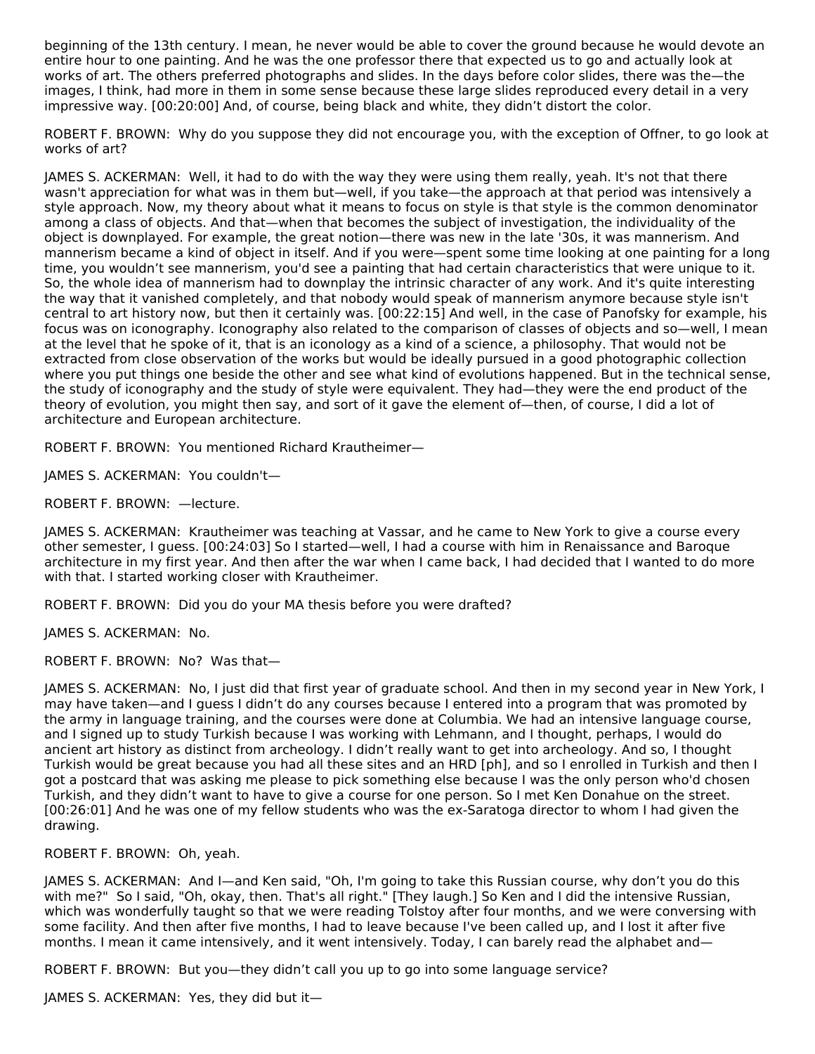beginning of the 13th century. I mean, he never would be able to cover the ground because he would devote an entire hour to one painting. And he was the one professor there that expected us to go and actually look at works of art. The others preferred photographs and slides. In the days before color slides, there was the—the images, I think, had more in them in some sense because these large slides reproduced every detail in a very impressive way. [00:20:00] And, of course, being black and white, they didn't distort the color.

ROBERT F. BROWN: Why do you suppose they did not encourage you, with the exception of Offner, to go look at works of art?

JAMES S. ACKERMAN: Well, it had to do with the way they were using them really, yeah. It's not that there wasn't appreciation for what was in them but—well, if you take—the approach at that period was intensively a style approach. Now, my theory about what it means to focus on style is that style is the common denominator among a class of objects. And that—when that becomes the subject of investigation, the individuality of the object is downplayed. For example, the great notion—there was new in the late '30s, it was mannerism. And mannerism became a kind of object in itself. And if you were—spent some time looking at one painting for a long time, you wouldn't see mannerism, you'd see a painting that had certain characteristics that were unique to it. So, the whole idea of mannerism had to downplay the intrinsic character of any work. And it's quite interesting the way that it vanished completely, and that nobody would speak of mannerism anymore because style isn't central to art history now, but then it certainly was. [00:22:15] And well, in the case of Panofsky for example, his focus was on iconography. Iconography also related to the comparison of classes of objects and so—well, I mean at the level that he spoke of it, that is an iconology as a kind of a science, a philosophy. That would not be extracted from close observation of the works but would be ideally pursued in a good photographic collection where you put things one beside the other and see what kind of evolutions happened. But in the technical sense, the study of iconography and the study of style were equivalent. They had—they were the end product of the theory of evolution, you might then say, and sort of it gave the element of—then, of course, I did a lot of architecture and European architecture.

ROBERT F. BROWN: You mentioned Richard Krautheimer—

JAMES S. ACKERMAN: You couldn't—

ROBERT F. BROWN: —lecture.

JAMES S. ACKERMAN: Krautheimer was teaching at Vassar, and he came to New York to give a course every other semester, I guess. [00:24:03] So I started—well, I had a course with him in Renaissance and Baroque architecture in my first year. And then after the war when I came back, I had decided that I wanted to do more with that. I started working closer with Krautheimer.

ROBERT F. BROWN: Did you do your MA thesis before you were drafted?

JAMES S. ACKERMAN: No.

ROBERT F. BROWN: No? Was that—

JAMES S. ACKERMAN: No, I just did that first year of graduate school. And then in my second year in New York, I may have taken—and I guess I didn't do any courses because I entered into a program that was promoted by the army in language training, and the courses were done at Columbia. We had an intensive language course, and I signed up to study Turkish because I was working with Lehmann, and I thought, perhaps, I would do ancient art history as distinct from archeology. I didn't really want to get into archeology. And so, I thought Turkish would be great because you had all these sites and an HRD [ph], and so I enrolled in Turkish and then I got a postcard that was asking me please to pick something else because I was the only person who'd chosen Turkish, and they didn't want to have to give a course for one person. So I met Ken Donahue on the street. [00:26:01] And he was one of my fellow students who was the ex-Saratoga director to whom I had given the drawing.

ROBERT F. BROWN: Oh, yeah.

JAMES S. ACKERMAN: And I—and Ken said, "Oh, I'm going to take this Russian course, why don't you do this with me?" So I said, "Oh, okay, then. That's all right." [They laugh.] So Ken and I did the intensive Russian, which was wonderfully taught so that we were reading Tolstoy after four months, and we were conversing with some facility. And then after five months, I had to leave because I've been called up, and I lost it after five months. I mean it came intensively, and it went intensively. Today, I can barely read the alphabet and—

ROBERT F. BROWN: But you—they didn't call you up to go into some language service?

JAMES S. ACKERMAN: Yes, they did but it—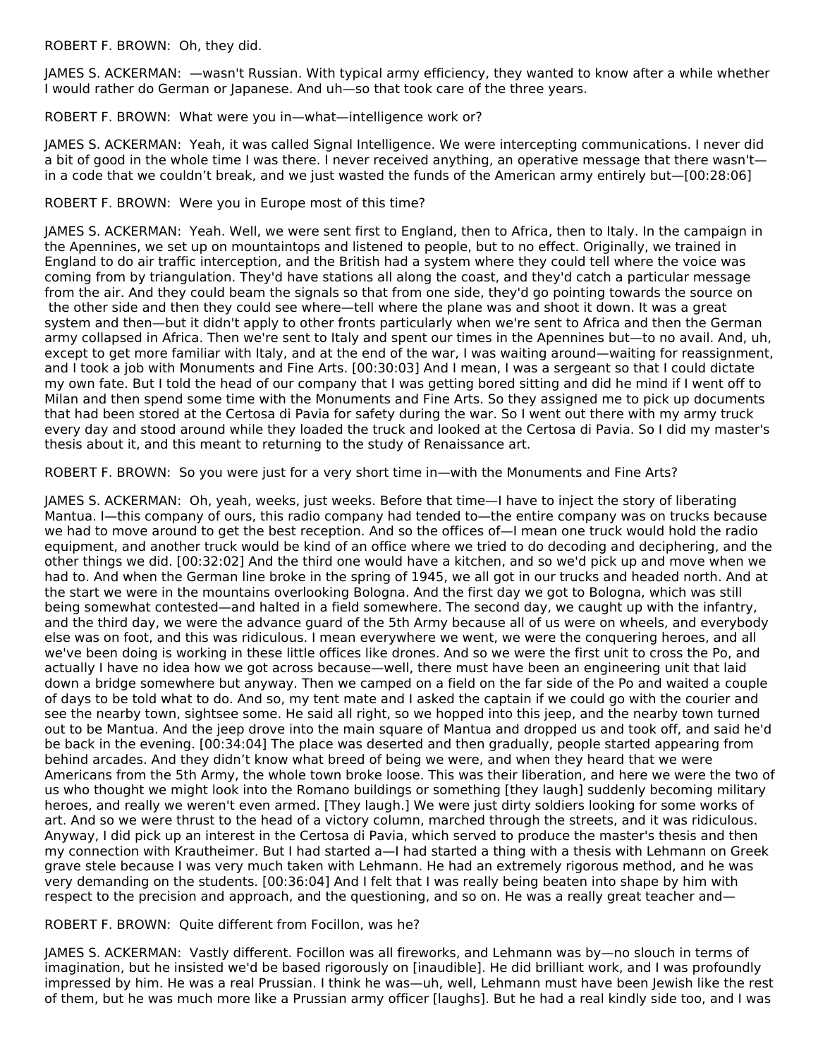ROBERT F. BROWN: Oh, they did.

JAMES S. ACKERMAN: —wasn't Russian. With typical army efficiency, they wanted to know after a while whether I would rather do German or Japanese. And uh—so that took care of the three years.

ROBERT F. BROWN: What were you in—what—intelligence work or?

JAMES S. ACKERMAN: Yeah, it was called Signal Intelligence. We were intercepting communications. I never did a bit of good in the whole time I was there. I never received anything, an operative message that there wasn't—in a code that we couldn't break, and we just wasted the funds of the American army entirely but—[00:28:06]

ROBERT F. BROWN: Were you in Europe most of this time?

JAMES S. ACKERMAN: Yeah. Well, we were sent first to England, then to Africa, then to Italy. In the campaign in the Apennines, we set up on mountaintops and listened to people, but to no effect. Originally, we trained in England to do air traffic interception, and the British had a system where they could tell where the voice was coming from by triangulation. They'd have stations all along the coast, and they'd catch a particular message from the air. And they could beam the signals so that from one side, they'd go pointing towards the source on the other side and then they could see where—tell where the plane was and shoot it down. It was a great system and then—but it didn't apply to other fronts particularly when we're sent to Africa and then the German army collapsed in Africa. Then we're sent to Italy and spent our times in the Apennines but—to no avail. And, uh, except to get more familiar with Italy, and at the end of the war, I was waiting around—waiting for reassignment, and I took a job with Monuments and Fine Arts. [00:30:03] And I mean, I was a sergeant so that I could dictate my own fate. But I told the head of our company that I was getting bored sitting and did he mind if I went off to Milan and then spend some time with the Monuments and Fine Arts. So they assigned me to pick up documents that had been stored at the Certosa di Pavia for safety during the war. So I went out there with my army truck every day and stood around while they loaded the truck and looked at the Certosa di Pavia. So I did my master's thesis about it, and this meant to returning to the study of Renaissance art.

ROBERT F. BROWN: So you were just for a very short time in—with the Monuments and Fine Arts?

JAMES S. ACKERMAN: Oh, yeah, weeks, just weeks. Before that time—I have to inject the story of liberating Mantua. I—this company of ours, this radio company had tended to—the entire company was on trucks because we had to move around to get the best reception. And so the offices of—I mean one truck would hold the radio equipment, and another truck would be kind of an office where we tried to do decoding and deciphering, and the other things we did. [00:32:02] And the third one would have a kitchen, and so we'd pick up and move when we had to. And when the German line broke in the spring of 1945, we all got in our trucks and headed north. And at the start we were in the mountains overlooking Bologna. And the first day we got to Bologna, which was still being somewhat contested—and halted in a field somewhere. The second day, we caught up with the infantry, and the third day, we were the advance guard of the 5th Army because all of us were on wheels, and everybody else was on foot, and this was ridiculous. I mean everywhere we went, we were the conquering heroes, and all we've been doing is working in these little offices like drones. And so we were the first unit to cross the Po, and actually I have no idea how we got across because—well, there must have been an engineering unit that laid down a bridge somewhere but anyway. Then we camped on a field on the far side of the Po and waited a couple of days to be told what to do. And so, my tent mate and I asked the captain if we could go with the courier and see the nearby town, sightsee some. He said all right, so we hopped into this jeep, and the nearby town turned out to be Mantua. And the jeep drove into the main square of Mantua and dropped us and took off, and said he'd be back in the evening. [00:34:04] The place was deserted and then gradually, people started appearing from behind arcades. And they didn't know what breed of being we were, and when they heard that we were Americans from the 5th Army, the whole town broke loose. This was their liberation, and here we were the two of us who thought we might look into the Romano buildings or something [they laugh] suddenly becoming military heroes, and really we weren't even armed. [They laugh.] We were just dirty soldiers looking for some works of art. And so we were thrust to the head of a victory column, marched through the streets, and it was ridiculous. Anyway, I did pick up an interest in the Certosa di Pavia, which served to produce the master's thesis and then my connection with Krautheimer. But I had started a—I had started a thing with a thesis with Lehmann on Greek grave stele because I was very much taken with Lehmann. He had an extremely rigorous method, and he was very demanding on the students. [00:36:04] And I felt that I was really being beaten into shape by him with respect to the precision and approach, and the questioning, and so on. He was a really great teacher and—

ROBERT F. BROWN: Quite different from Focillon, was he?

JAMES S. ACKERMAN: Vastly different. Focillon was all fireworks, and Lehmann was by—no slouch in terms of imagination, but he insisted we'd be based rigorously on [inaudible]. He did brilliant work, and I was profoundly impressed by him. He was a real Prussian. I think he was—uh, well, Lehmann must have been Jewish like the rest of them, but he was much more like a Prussian army officer [laughs]. But he had a real kindly side too, and I was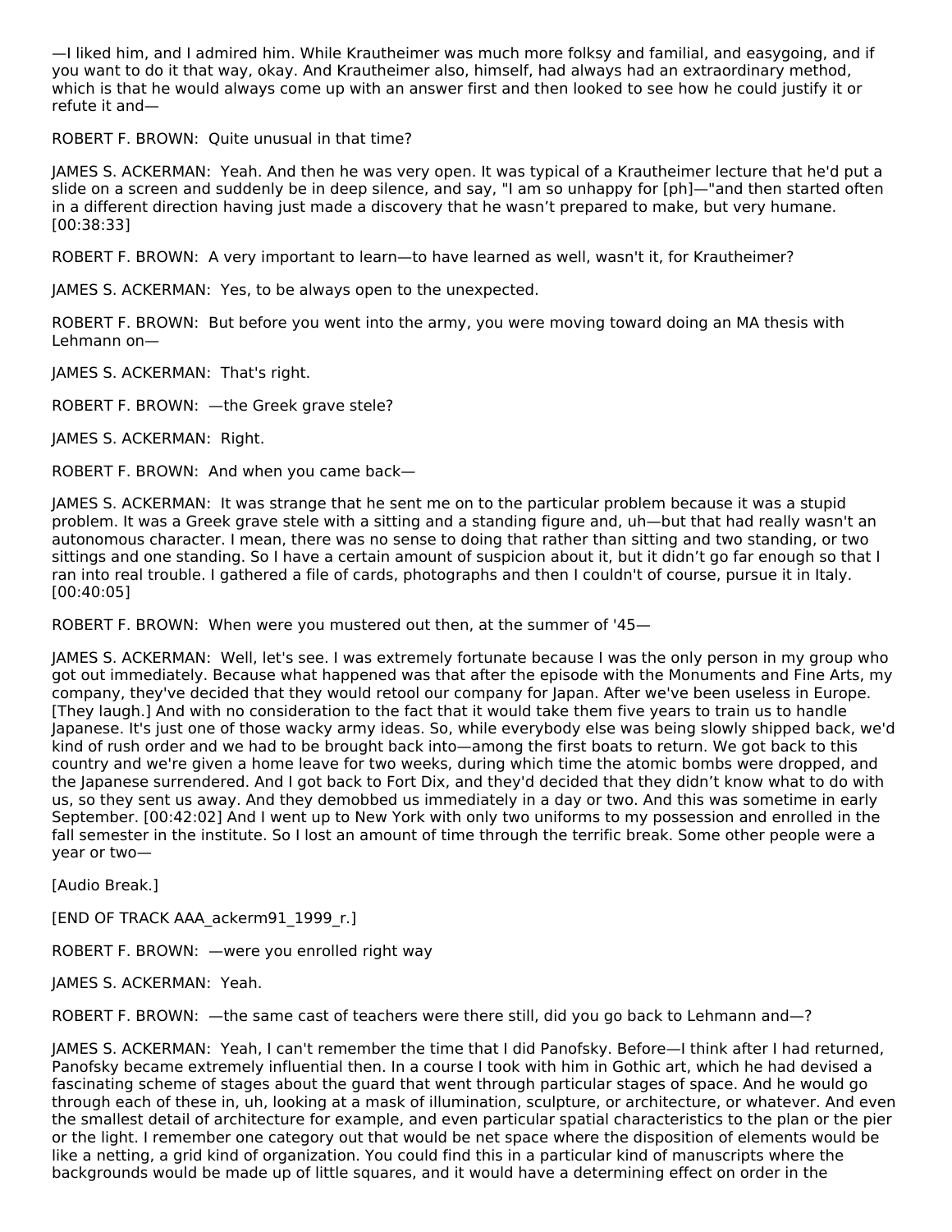—I liked him, and I admired him. While Krautheimer was much more folksy and familial, and easygoing, and if you want to do it that way, okay. And Krautheimer also, himself, had always had an extraordinary method, which is that he would always come up with an answer first and then looked to see how he could justify it or refute it and—

ROBERT F. BROWN: Quite unusual in that time?

JAMES S. ACKERMAN: Yeah. And then he was very open. It was typical of a Krautheimer lecture that he'd put a slide on a screen and suddenly be in deep silence, and say, "I am so unhappy for [ph]—"and then started often in a different direction having just made a discovery that he wasn't prepared to make, but very humane. [00:38:33]

ROBERT F. BROWN: A very important to learn—to have learned as well, wasn't it, for Krautheimer?

JAMES S. ACKERMAN: Yes, to be always open to the unexpected.

ROBERT F. BROWN: But before you went into the army, you were moving toward doing an MA thesis with Lehmann on—

JAMES S. ACKERMAN: That's right.

ROBERT F. BROWN: —the Greek grave stele?

JAMES S. ACKERMAN: Right.

ROBERT F. BROWN: And when you came back—

JAMES S. ACKERMAN: It was strange that he sent me on to the particular problem because it was a stupid problem. It was a Greek grave stele with a sitting and a standing figure and, uh—but that had really wasn't an autonomous character. I mean, there was no sense to doing that rather than sitting and two standing, or two sittings and one standing. So I have a certain amount of suspicion about it, but it didn't go far enough so that I ran into real trouble. I gathered a file of cards, photographs and then I couldn't of course, pursue it in Italy. [00:40:05]

ROBERT F. BROWN: When were you mustered out then, at the summer of '45—

JAMES S. ACKERMAN: Well, let's see. I was extremely fortunate because I was the only person in my group who got out immediately. Because what happened was that after the episode with the Monuments and Fine Arts, my company, they've decided that they would retool our company for Japan. After we've been useless in Europe. [They laugh.] And with no consideration to the fact that it would take them five years to train us to handle Japanese. It's just one of those wacky army ideas. So, while everybody else was being slowly shipped back, we'd kind of rush order and we had to be brought back into—among the first boats to return. We got back to this country and we're given a home leave for two weeks, during which time the atomic bombs were dropped, and the Japanese surrendered. And I got back to Fort Dix, and they'd decided that they didn't know what to do with us, so they sent us away. And they demobbed us immediately in a day or two. And this was sometime in early September. [00:42:02] And I went up to New York with only two uniforms to my possession and enrolled in the fall semester in the institute. So I lost an amount of time through the terrific break. Some other people were a year or two—

[Audio Break.]

[END OF TRACK AAA_ackerm91_1999_r.]

ROBERT F. BROWN: —were you enrolled right way

JAMES S. ACKERMAN: Yeah.

ROBERT F. BROWN: —the same cast of teachers were there still, did you go back to Lehmann and—?

JAMES S. ACKERMAN: Yeah, I can't remember the time that I did Panofsky. Before—I think after I had returned, Panofsky became extremely influential then. In a course I took with him in Gothic art, which he had devised a fascinating scheme of stages about the guard that went through particular stages of space. And he would go through each of these in, uh, looking at a mask of illumination, sculpture, or architecture, or whatever. And even the smallest detail of architecture for example, and even particular spatial characteristics to the plan or the pier or the light. I remember one category out that would be net space where the disposition of elements would be like a netting, a grid kind of organization. You could find this in a particular kind of manuscripts where the backgrounds would be made up of little squares, and it would have a determining effect on order in the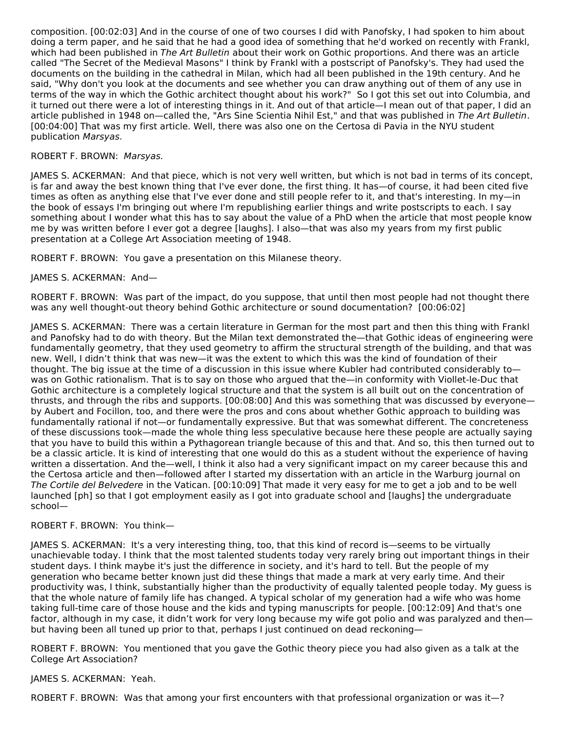composition. [00:02:03] And in the course of one of two courses I did with Panofsky, I had spoken to him about doing a term paper, and he said that he had a good idea of something that he'd worked on recently with Frankl, which had been published in *The Art Bulletin* about their work on Gothic proportions. And there was an article called "The Secret of the Medieval Masons" I think by Frankl with a postscript of Panofsky's. They had used the documents on the building in the cathedral in Milan, which had all been published in the 19th century. And he said, "Why don't you look at the documents and see whether you can draw anything out of them of any use in terms of the way in which the Gothic architect thought about his work?" So I got this set out into Columbia, and it turned out there were a lot of interesting things in it. And out of that article—I mean out of that paper, I did an article published in 1948 on—called the, "Ars Sine Scientia Nihil Est," and that was published in *The Art Bulletin*. [00:04:00] That was my first article. Well, there was also one on the Certosa di Pavia in the NYU student publication *Marsyas*.

ROBERT F. BROWN: *Marsyas.*

JAMES S. ACKERMAN: And that piece, which is not very well written, but which is not bad in terms of its concept, is far and away the best known thing that I've ever done, the first thing. It has—of course, it had been cited five times as often as anything else that I've ever done and still people refer to it, and that's interesting. In my—in the book of essays I'm bringing out where I'm republishing earlier things and write postscripts to each. I say something about I wonder what this has to say about the value of a PhD when the article that most people know me by was written before I ever got a degree [laughs]. I also—that was also my years from my first public presentation at a College Art Association meeting of 1948.

ROBERT F. BROWN: You gave a presentation on this Milanese theory.

JAMES S. ACKERMAN: And—

ROBERT F. BROWN: Was part of the impact, do you suppose, that until then most people had not thought there was any well thought-out theory behind Gothic architecture or sound documentation? [00:06:02]

JAMES S. ACKERMAN: There was a certain literature in German for the most part and then this thing with Frankl and Panofsky had to do with theory. But the Milan text demonstrated the—that Gothic ideas of engineering were fundamentally geometry, that they used geometry to affirm the structural strength of the building, and that was new. Well, I didn't think that was new—it was the extent to which this was the kind of foundation of their thought. The big issue at the time of a discussion in this issue where Kubler had contributed considerably to—was on Gothic rationalism. That is to say on those who argued that the—in conformity with Viollet-le-Duc that Gothic architecture is a completely logical structure and that the system is all built out on the concentration of thrusts, and through the ribs and supports. [00:08:00] And this was something that was discussed by everyone—by Aubert and Focillon, too, and there were the pros and cons about whether Gothic approach to building was fundamentally rational if not—or fundamentally expressive. But that was somewhat different. The concreteness of these discussions took—made the whole thing less speculative because here these people are actually saying that you have to build this within a Pythagorean triangle because of this and that. And so, this then turned out to be a classic article. It is kind of interesting that one would do this as a student without the experience of having written a dissertation. And the—well, I think it also had a very significant impact on my career because this and the Certosa article and then—followed after I started my dissertation with an article in the Warburg journal on *The Cortile del Belvedere* in the Vatican. [00:10:09] That made it very easy for me to get a job and to be well launched [ph] so that I got employment easily as I got into graduate school and [laughs] the undergraduate school—

ROBERT F. BROWN: You think—

JAMES S. ACKERMAN: It's a very interesting thing, too, that this kind of record is—seems to be virtually unachievable today. I think that the most talented students today very rarely bring out important things in their student days. I think maybe it's just the difference in society, and it's hard to tell. But the people of my generation who became better known just did these things that made a mark at very early time. And their productivity was, I think, substantially higher than the productivity of equally talented people today. My guess is that the whole nature of family life has changed. A typical scholar of my generation had a wife who was home taking full-time care of those house and the kids and typing manuscripts for people. [00:12:09] And that's one factor, although in my case, it didn't work for very long because my wife got polio and was paralyzed and then—but having been all tuned up prior to that, perhaps I just continued on dead reckoning—

ROBERT F. BROWN: You mentioned that you gave the Gothic theory piece you had also given as a talk at the College Art Association?

JAMES S. ACKERMAN: Yeah.

ROBERT F. BROWN: Was that among your first encounters with that professional organization or was it—?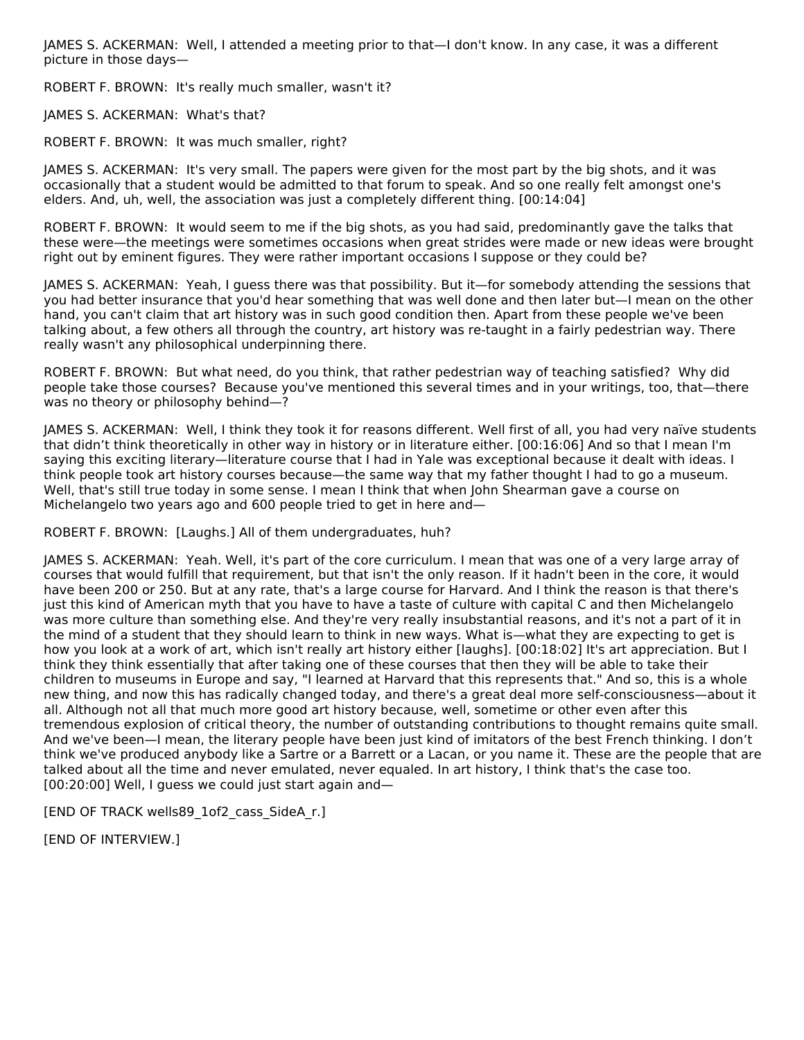JAMES S. ACKERMAN: Well, I attended a meeting prior to that—I don't know. In any case, it was a different picture in those days—

ROBERT F. BROWN: It's really much smaller, wasn't it?

JAMES S. ACKERMAN: What's that?

ROBERT F. BROWN: It was much smaller, right?

JAMES S. ACKERMAN: It's very small. The papers were given for the most part by the big shots, and it was occasionally that a student would be admitted to that forum to speak. And so one really felt amongst one's elders. And, uh, well, the association was just a completely different thing. [00:14:04]

ROBERT F. BROWN: It would seem to me if the big shots, as you had said, predominantly gave the talks that these were—the meetings were sometimes occasions when great strides were made or new ideas were brought right out by eminent figures. They were rather important occasions I suppose or they could be?

JAMES S. ACKERMAN: Yeah, I guess there was that possibility. But it—for somebody attending the sessions that you had better insurance that you'd hear something that was well done and then later but—I mean on the other hand, you can't claim that art history was in such good condition then. Apart from these people we've been talking about, a few others all through the country, art history was re-taught in a fairly pedestrian way. There really wasn't any philosophical underpinning there.

ROBERT F. BROWN: But what need, do you think, that rather pedestrian way of teaching satisfied? Why did people take those courses? Because you've mentioned this several times and in your writings, too, that—there was no theory or philosophy behind—?

JAMES S. ACKERMAN: Well, I think they took it for reasons different. Well first of all, you had very naïve students that didn't think theoretically in other way in history or in literature either. [00:16:06] And so that I mean I'm saying this exciting literary—literature course that I had in Yale was exceptional because it dealt with ideas. I think people took art history courses because—the same way that my father thought I had to go a museum. Well, that's still true today in some sense. I mean I think that when John Shearman gave a course on Michelangelo two years ago and 600 people tried to get in here and—

ROBERT F. BROWN: [Laughs.] All of them undergraduates, huh?

JAMES S. ACKERMAN: Yeah. Well, it's part of the core curriculum. I mean that was one of a very large array of courses that would fulfill that requirement, but that isn't the only reason. If it hadn't been in the core, it would have been 200 or 250. But at any rate, that's a large course for Harvard. And I think the reason is that there's just this kind of American myth that you have to have a taste of culture with capital C and then Michelangelo was more culture than something else. And they're very really insubstantial reasons, and it's not a part of it in the mind of a student that they should learn to think in new ways. What is—what they are expecting to get is how you look at a work of art, which isn't really art history either [laughs]. [00:18:02] It's art appreciation. But I think they think essentially that after taking one of these courses that then they will be able to take their children to museums in Europe and say, "I learned at Harvard that this represents that." And so, this is a whole new thing, and now this has radically changed today, and there's a great deal more self-consciousness—about it all. Although not all that much more good art history because, well, sometime or other even after this tremendous explosion of critical theory, the number of outstanding contributions to thought remains quite small. And we've been—I mean, the literary people have been just kind of imitators of the best French thinking. I don't think we've produced anybody like a Sartre or a Barrett or a Lacan, or you name it. These are the people that are talked about all the time and never emulated, never equaled. In art history, I think that's the case too. [00:20:00] Well, I guess we could just start again and—

[END OF TRACK wells89_1of2_cass_SideA_r.]

[END OF INTERVIEW.]